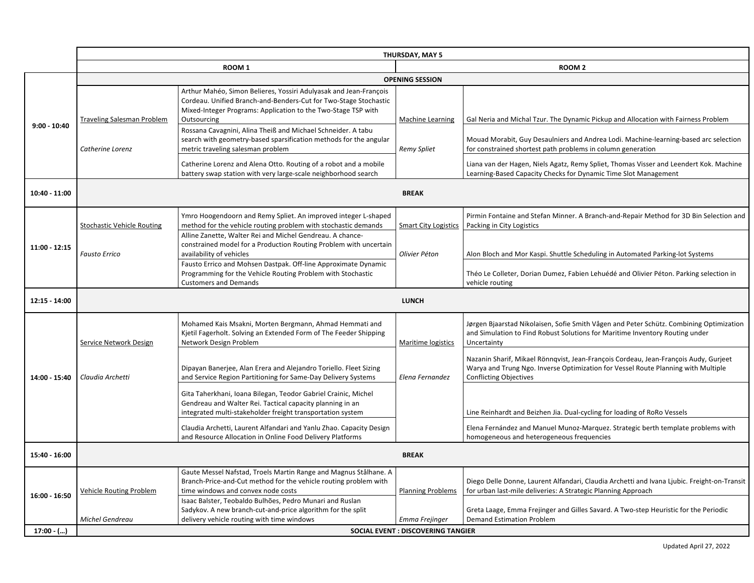| | THURSDAY, MAY 5 | | | |
|---|---|---|---|---|
| | ROOM 1 | | ROOM 2 | |
| 9:00 - 10:40 | OPENING SESSION | | | |
| | Traveling Salesman Problem<br><br>*Catherine Lorenz* | Arthur Mahéo, Simon Belieres, Yossiri Adulyasak and Jean-François Cordeau. Unified Branch-and-Benders-Cut for Two-Stage Stochastic Mixed-Integer Programs: Application to the Two-Stage TSP with Outsourcing | Machine Learning<br><br>*Remy Spliet* | Gal Neria and Michal Tzur. The Dynamic Pickup and Allocation with Fairness Problem |
| | | Rossana Cavagnini, Alina Theiß and Michael Schneider. A tabu search with geometry-based sparsification methods for the angular metric traveling salesman problem | | Mouad Morabit, Guy Desaulniers and Andrea Lodi. Machine-learning-based arc selection for constrained shortest path problems in column generation |
| | | Catherine Lorenz and Alena Otto. Routing of a robot and a mobile battery swap station with very large-scale neighborhood search | | Liana van der Hagen, Niels Agatz, Remy Spliet, Thomas Visser and Leendert Kok. Machine Learning-Based Capacity Checks for Dynamic Time Slot Management |
| 10:40 - 11:00 | BREAK | | | |
| 11:00 - 12:15 | Stochastic Vehicle Routing<br><br>*Fausto Errico* | Ymro Hoogendoorn and Remy Spliet. An improved integer L-shaped method for the vehicle routing problem with stochastic demands | Smart City Logistics<br><br>*Olivier Péton* | Pirmin Fontaine and Stefan Minner. A Branch-and-Repair Method for 3D Bin Selection and Packing in City Logistics |
| | | Alline Zanette, Walter Rei and Michel Gendreau. A chance-constrained model for a Production Routing Problem with uncertain availability of vehicles | | Alon Bloch and Mor Kaspi. Shuttle Scheduling in Automated Parking-lot Systems |
| | | Fausto Errico and Mohsen Dastpak. Off-line Approximate Dynamic Programming for the Vehicle Routing Problem with Stochastic Customers and Demands | | Théo Le Colleter, Dorian Dumez, Fabien Lehuédé and Olivier Péton. Parking selection in vehicle routing |
| 12:15 - 14:00 | LUNCH | | | |
| 14:00 - 15:40 | Service Network Design<br><br>*Claudia Archetti* | Mohamed Kais Msakni, Morten Bergmann, Ahmad Hemmati and Kjetil Fagerholt. Solving an Extended Form of The Feeder Shipping Network Design Problem | Maritime logistics<br><br>*Elena Fernandez* | Jørgen Bjaarstad Nikolaisen, Sofie Smith Vågen and Peter Schütz. Combining Optimization and Simulation to Find Robust Solutions for Maritime Inventory Routing under Uncertainty |
| | | Dipayan Banerjee, Alan Erera and Alejandro Toriello. Fleet Sizing and Service Region Partitioning for Same-Day Delivery Systems | | Nazanin Sharif, Mikael Rönnqvist, Jean-François Cordeau, Jean-François Audy, Gurjeet Warya and Trung Ngo. Inverse Optimization for Vessel Route Planning with Multiple Conflicting Objectives |
| | | Gita Taherkhani, Ioana Bilegan, Teodor Gabriel Crainic, Michel Gendreau and Walter Rei. Tactical capacity planning in an integrated multi-stakeholder freight transportation system | | Line Reinhardt and Beizhen Jia. Dual-cycling for loading of RoRo Vessels |
| | | Claudia Archetti, Laurent Alfandari and Yanlu Zhao. Capacity Design and Resource Allocation in Online Food Delivery Platforms | | Elena Fernández and Manuel Munoz-Marquez. Strategic berth template problems with homogeneous and heterogeneous frequencies |
| 15:40 - 16:00 | BREAK | | | |
| 16:00 - 16:50 | Vehicle Routing Problem<br><br>*Michel Gendreau* | Gaute Messel Nafstad, Troels Martin Range and Magnus Stålhane. A Branch-Price-and-Cut method for the vehicle routing problem with time windows and convex node costs | Planning Problems<br><br>*Emma Frejinger* | Diego Delle Donne, Laurent Alfandari, Claudia Archetti and Ivana Ljubic. Freight-on-Transit for urban last-mile deliveries: A Strategic Planning Approach |
| | | Isaac Balster, Teobaldo Bulhões, Pedro Munari and Ruslan Sadykov. A new branch-cut-and-price algorithm for the split delivery vehicle routing with time windows | | Greta Laage, Emma Frejinger and Gilles Savard. A Two-step Heuristic for the Periodic Demand Estimation Problem |
| 17:00 - (…) | SOCIAL EVENT : DISCOVERING TANGIER | | | |

Updated April 27, 2022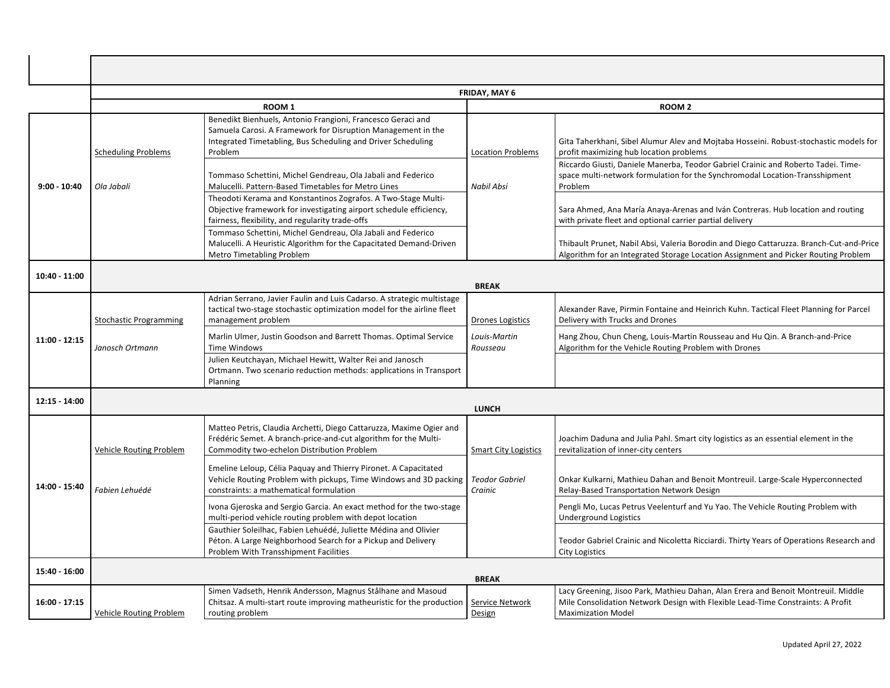| | FRIDAY, MAY 6 | | | |
|---|---|---|---|---|
| | ROOM 1 | | ROOM 2 | |
| 9:00 - 10:40 | Scheduling Problems<br>*Ola Jabali* | Benedikt Bienhuels, Antonio Frangioni, Francesco Geraci and Samuela Carosi. A Framework for Disruption Management in the Integrated Timetabling, Bus Scheduling and Driver Scheduling Problem | Location Problems<br>*Nabil Absi* | Gita Taherkhani, Sibel Alumur Alev and Mojtaba Hosseini. Robust-stochastic models for profit maximizing hub location problems |
| | | Tommaso Schettini, Michel Gendreau, Ola Jabali and Federico Malucelli. Pattern-Based Timetables for Metro Lines | | Riccardo Giusti, Daniele Manerba, Teodor Gabriel Crainic and Roberto Tadei. Time-space multi-network formulation for the Synchromodal Location-Transshipment Problem |
| | | Theodoti Kerama and Konstantinos Zografos. A Two-Stage Multi-Objective framework for investigating airport schedule efficiency, fairness, flexibility, and regularity trade-offs | | Sara Ahmed, Ana María Anaya-Arenas and Iván Contreras. Hub location and routing with private fleet and optional carrier partial delivery |
| | | Tommaso Schettini, Michel Gendreau, Ola Jabali and Federico Malucelli. A Heuristic Algorithm for the Capacitated Demand-Driven Metro Timetabling Problem | | Thibault Prunet, Nabil Absi, Valeria Borodin and Diego Cattaruzza. Branch-Cut-and-Price Algorithm for an Integrated Storage Location Assignment and Picker Routing Problem |
| 10:40 - 11:00 | BREAK | | | |
| 11:00 - 12:15 | Stochastic Programming<br>*Janosch Ortmann* | Adrian Serrano, Javier Faulin and Luis Cadarso. A strategic multistage tactical two-stage stochastic optimization model for the airline fleet management problem | Drones Logistics<br>*Louis-Martin Rousseau* | Alexander Rave, Pirmin Fontaine and Heinrich Kuhn. Tactical Fleet Planning for Parcel Delivery with Trucks and Drones |
| | | Marlin Ulmer, Justin Goodson and Barrett Thomas. Optimal Service Time Windows | | Hang Zhou, Chun Cheng, Louis-Martin Rousseau and Hu Qin. A Branch-and-Price Algorithm for the Vehicle Routing Problem with Drones |
| | | Julien Keutchayan, Michael Hewitt, Walter Rei and Janosch Ortmann. Two scenario reduction methods: applications in Transport Planning | | |
| 12:15 - 14:00 | LUNCH | | | |
| 14:00 - 15:40 | Vehicle Routing Problem<br>*Fabien Lehuédé* | Matteo Petris, Claudia Archetti, Diego Cattaruzza, Maxime Ogier and Frédéric Semet. A branch-price-and-cut algorithm for the Multi-Commodity two-echelon Distribution Problem | Smart City Logistics<br>*Teodor Gabriel Crainic* | Joachim Daduna and Julia Pahl. Smart city logistics as an essential element in the revitalization of inner-city centers |
| | | Emeline Leloup, Célia Paquay and Thierry Pironet. A Capacitated Vehicle Routing Problem with pickups, Time Windows and 3D packing constraints: a mathematical formulation | | Onkar Kulkarni, Mathieu Dahan and Benoit Montreuil. Large-Scale Hyperconnected Relay-Based Transportation Network Design |
| | | Ivona Gjeroska and Sergio Garcia. An exact method for the two-stage multi-period vehicle routing problem with depot location | | Pengli Mo, Lucas Petrus Veelenturf and Yu Yao. The Vehicle Routing Problem with Underground Logistics |
| | | Gauthier Soleilhac, Fabien Lehuédé, Juliette Médina and Olivier Péton. A Large Neighborhood Search for a Pickup and Delivery Problem With Transshipment Facilities | | Teodor Gabriel Crainic and Nicoletta Ricciardi. Thirty Years of Operations Research and City Logistics |
| 15:40 - 16:00 | BREAK | | | |
| 16:00 - 17:15 | Vehicle Routing Problem | Simen Vadseth, Henrik Andersson, Magnus Stålhane and Masoud Chitsaz. A multi-start route improving matheuristic for the production routing problem | Service Network Design | Lacy Greening, Jisoo Park, Mathieu Dahan, Alan Erera and Benoit Montreuil. Middle Mile Consolidation Network Design with Flexible Lead-Time Constraints: A Profit Maximization Model |

Updated April 27, 2022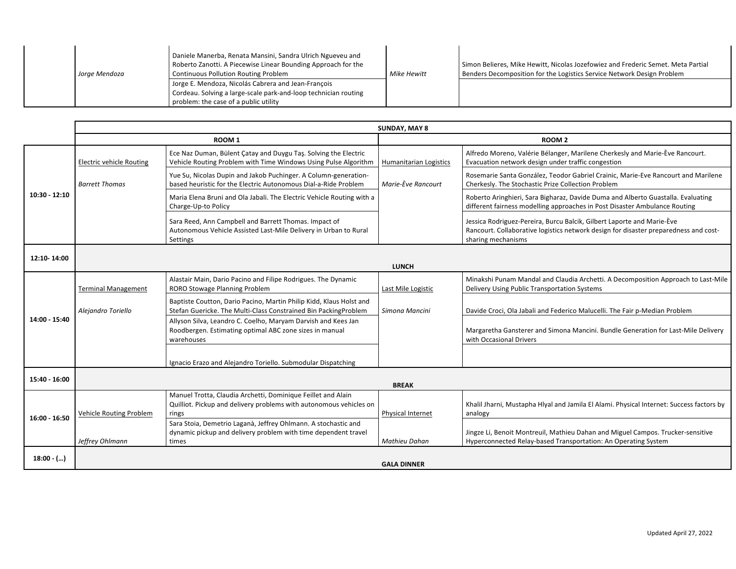| | | | | |
|---|---|---|---|---|
| | Jorge Mendoza | Daniele Manerba, Renata Mansini, Sandra Ulrich Ngueveu and Roberto Zanotti. A Piecewise Linear Bounding Approach for the Continuous Pollution Routing Problem | Mike Hewitt | Simon Belieres, Mike Hewitt, Nicolas Jozefowiez and Frederic Semet. Meta Partial Benders Decomposition for the Logistics Service Network Design Problem |
| | | Jorge E. Mendoza, Nicolás Cabrera and Jean-François Cordeau. Solving a large-scale park-and-loop technician routing problem: the case of a public utility | | |

| | **SUNDAY, MAY 8** | | | |
|---|---|---|---|---|
| | **ROOM 1** | | **ROOM 2** | |
| **10:30 - 12:10** | Electric vehicle Routing | Ece Naz Duman, Bülent Çatay and Duygu Taş. Solving the Electric Vehicle Routing Problem with Time Windows Using Pulse Algorithm | Humanitarian Logistics | Alfredo Moreno, Valérie Bélanger, Marilene Cherkesly and Marie-Ève Rancourt. Evacuation network design under traffic congestion |
| | *Barrett Thomas* | Yue Su, Nicolas Dupin and Jakob Puchinger. A Column-generation-based heuristic for the Electric Autonomous Dial-a-Ride Problem | *Marie-Ève Rancourt* | Rosemarie Santa González, Teodor Gabriel Crainic, Marie-Eve Rancourt and Marilene Cherkesly. The Stochastic Prize Collection Problem |
| | | Maria Elena Bruni and Ola Jabali. The Electric Vehicle Routing with a Charge-Up-to Policy | | Roberto Aringhieri, Sara Bigharaz, Davide Duma and Alberto Guastalla. Evaluating different fairness modelling approaches in Post Disaster Ambulance Routing |
| | | Sara Reed, Ann Campbell and Barrett Thomas. Impact of Autonomous Vehicle Assisted Last-Mile Delivery in Urban to Rural Settings | | Jessica Rodriguez-Pereira, Burcu Balcik, Gilbert Laporte and Marie-Ève Rancourt. Collaborative logistics network design for disaster preparedness and cost-sharing mechanisms |
| **12:10- 14:00** | **LUNCH** | | | |
| **14:00 - 15:40** | Terminal Management | Alastair Main, Dario Pacino and Filipe Rodrigues. The Dynamic RORO Stowage Planning Problem | Last Mile Logistic | Minakshi Punam Mandal and Claudia Archetti. A Decomposition Approach to Last-Mile Delivery Using Public Transportation Systems |
| | *Alejandro Toriello* | Baptiste Coutton, Dario Pacino, Martin Philip Kidd, Klaus Holst and Stefan Guericke. The Multi-Class Constrained Bin PackingProblem | *Simona Mancini* | Davide Croci, Ola Jabali and Federico Malucelli. The Fair p-Median Problem |
| | | Allyson Silva, Leandro C. Coelho, Maryam Darvish and Kees Jan Roodbergen. Estimating optimal ABC zone sizes in manual warehouses | | Margaretha Gansterer and Simona Mancini. Bundle Generation for Last-Mile Delivery with Occasional Drivers |
| | | Ignacio Erazo and Alejandro Toriello. Submodular Dispatching | | |
| **15:40 - 16:00** | **BREAK** | | | |
| **16:00 - 16:50** | Vehicle Routing Problem | Manuel Trotta, Claudia Archetti, Dominique Feillet and Alain Quilliot. Pickup and delivery problems with autonomous vehicles on rings | Physical Internet | Khalil Jharni, Mustapha Hlyal and Jamila El Alami. Physical Internet: Success factors by analogy |
| | *Jeffrey Ohlmann* | Sara Stoia, Demetrio Laganà, Jeffrey Ohlmann. A stochastic and dynamic pickup and delivery problem with time dependent travel times | *Mathieu Dahan* | Jingze Li, Benoit Montreuil, Mathieu Dahan and Miguel Campos. Trucker-sensitive Hyperconnected Relay-based Transportation: An Operating System |
| **18:00 - (…)** | **GALA DINNER** | | | |

Updated April 27, 2022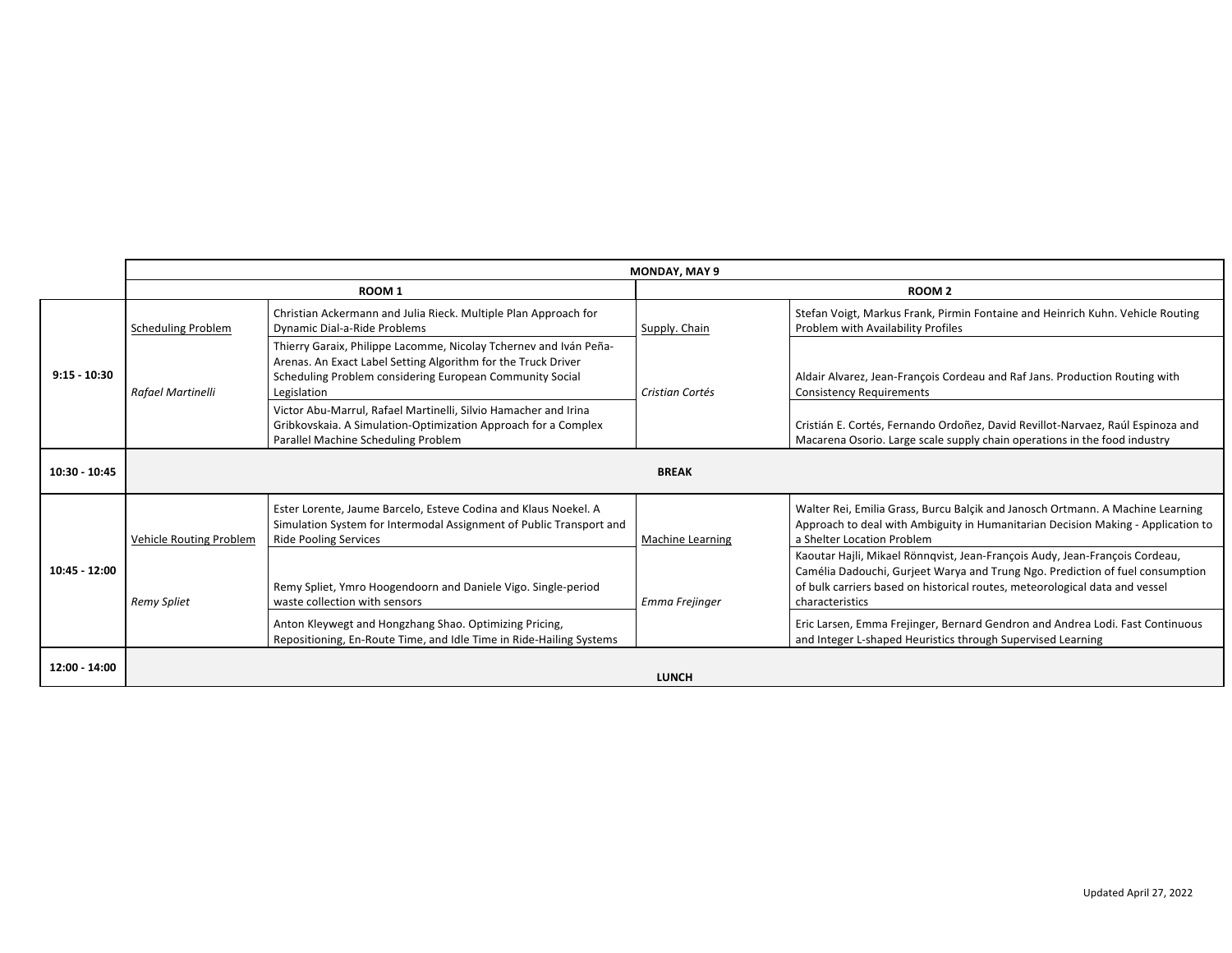| | MONDAY, MAY 9 | | | |
|---|---|---|---|---|
| | ROOM 1 | | ROOM 2 | |
| 9:15 - 10:30 | Scheduling Problem | Christian Ackermann and Julia Rieck. Multiple Plan Approach for Dynamic Dial-a-Ride Problems | Supply. Chain | Stefan Voigt, Markus Frank, Pirmin Fontaine and Heinrich Kuhn. Vehicle Routing Problem with Availability Profiles |
| | *Rafael Martinelli* | Thierry Garaix, Philippe Lacomme, Nicolay Tchernev and Iván Peña-Arenas. An Exact Label Setting Algorithm for the Truck Driver Scheduling Problem considering European Community Social Legislation | *Cristian Cortés* | Aldair Alvarez, Jean-François Cordeau and Raf Jans. Production Routing with Consistency Requirements |
| | | Victor Abu-Marrul, Rafael Martinelli, Silvio Hamacher and Irina Gribkovskaia. A Simulation-Optimization Approach for a Complex Parallel Machine Scheduling Problem | | Cristián E. Cortés, Fernando Ordoñez, David Revillot-Narvaez, Raúl Espinoza and Macarena Osorio. Large scale supply chain operations in the food industry |
| 10:30 - 10:45 | BREAK | | | |
| 10:45 - 12:00 | Vehicle Routing Problem | Ester Lorente, Jaume Barcelo, Esteve Codina and Klaus Noekel. A Simulation System for Intermodal Assignment of Public Transport and Ride Pooling Services | Machine Learning | Walter Rei, Emilia Grass, Burcu Balçik and Janosch Ortmann. A Machine Learning Approach to deal with Ambiguity in Humanitarian Decision Making - Application to a Shelter Location Problem |
| | *Remy Spliet* | Remy Spliet, Ymro Hoogendoorn and Daniele Vigo. Single-period waste collection with sensors | *Emma Frejinger* | Kaoutar Hajli, Mikael Rönnqvist, Jean-François Audy, Jean-François Cordeau, Camélia Dadouchi, Gurjeet Warya and Trung Ngo. Prediction of fuel consumption of bulk carriers based on historical routes, meteorological data and vessel characteristics |
| | | Anton Kleywegt and Hongzhang Shao. Optimizing Pricing, Repositioning, En-Route Time, and Idle Time in Ride-Hailing Systems | | Eric Larsen, Emma Frejinger, Bernard Gendron and Andrea Lodi. Fast Continuous and Integer L-shaped Heuristics through Supervised Learning |
| 12:00 - 14:00 | LUNCH | | | |

Updated April 27, 2022